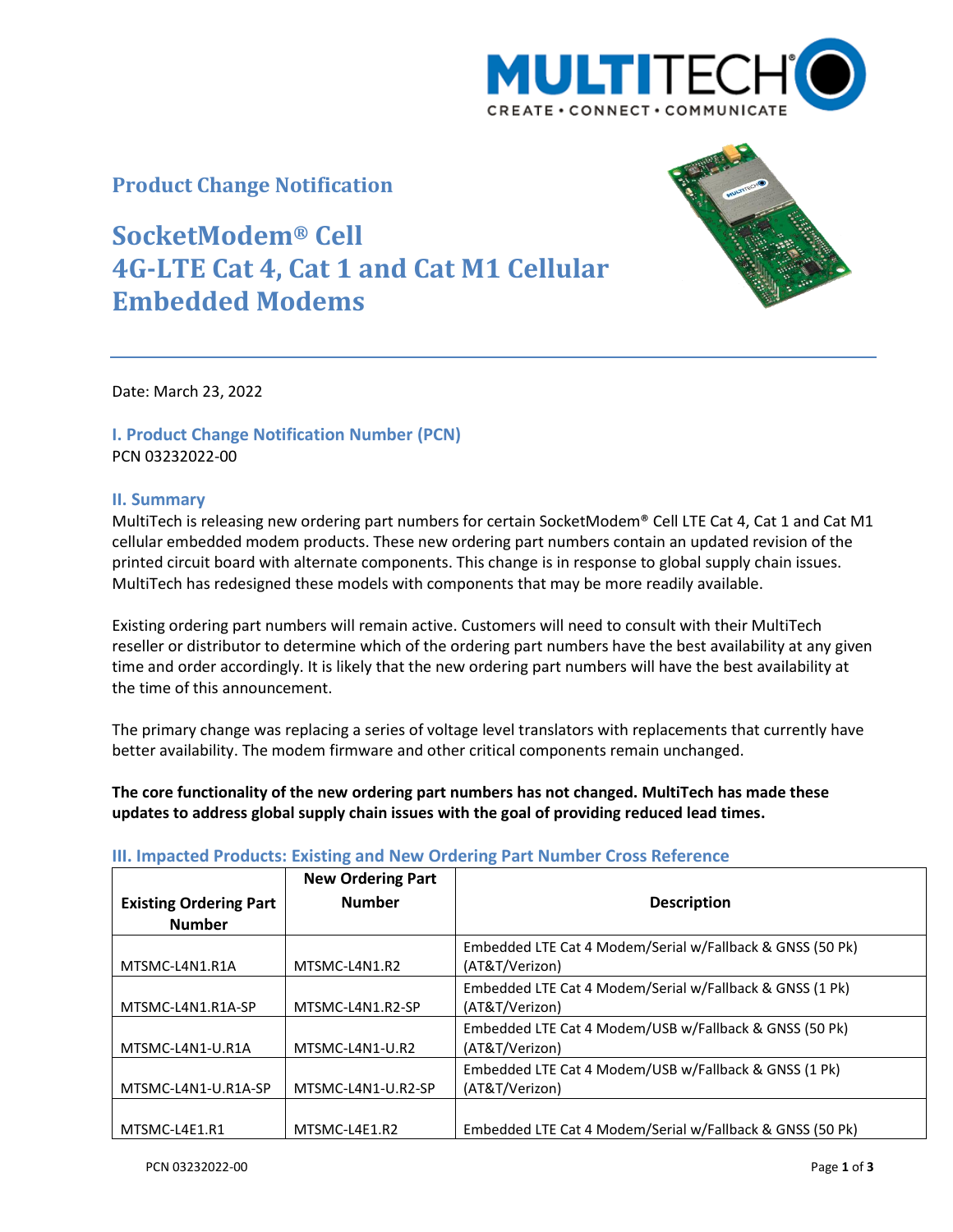## Product Change Notification

# SocketModem® Cell 4G-LTE Cat 4, Cat 1 and Cat M1 Cellular Embedded Modems

Date: March 23, 2022

### I. Product Change Notification Number (PCN)

PCN 03232022-00

### II. Summary

MultiTech is releasing new ordering part numbers for certain SocketModem® Cell LTE Cat 4, Cat 1 and Cat M1 cellular embedded modem products. These new ordering part numbers contain an updated revision of the printed circuit board with alternate components. This change is in response to global supply chain issues. MultiTech has redesigned these models with components that may be more readily available.

Existing ordering part numbers will remain active. Customers will need to consult with their MultiTech reseller or distributor to determine which of the ordering part numbers have the best availability at any given time and order accordingly. It is likely that the new ordering part numbers will have the best availability at the time of this announcement.

The primary change was replacing a series of voltage level translators with replacements that currently have better availability. The modem firmware and other critical components remain unchanged.

**The core functionality of the new ordering part numbers has not changed. MultiTech has made these updates to address global supply chain issues with the goal of providing reduced lead times.**

### III. Impacted Products: Existing and New Ordering Part Number Cross Reference

| Existing Ordering Part Number | New Ordering Part Number | Description |
|---|---|---|
| MTSMC-L4N1.R1A | MTSMC-L4N1.R2 | Embedded LTE Cat 4 Modem/Serial w/Fallback & GNSS (50 Pk) (AT&T/Verizon) |
| MTSMC-L4N1.R1A-SP | MTSMC-L4N1.R2-SP | Embedded LTE Cat 4 Modem/Serial w/Fallback & GNSS (1 Pk) (AT&T/Verizon) |
| MTSMC-L4N1-U.R1A | MTSMC-L4N1-U.R2 | Embedded LTE Cat 4 Modem/USB w/Fallback & GNSS (50 Pk) (AT&T/Verizon) |
| MTSMC-L4N1-U.R1A-SP | MTSMC-L4N1-U.R2-SP | Embedded LTE Cat 4 Modem/USB w/Fallback & GNSS (1 Pk) (AT&T/Verizon) |
| MTSMC-L4E1.R1 | MTSMC-L4E1.R2 | Embedded LTE Cat 4 Modem/Serial w/Fallback & GNSS (50 Pk) |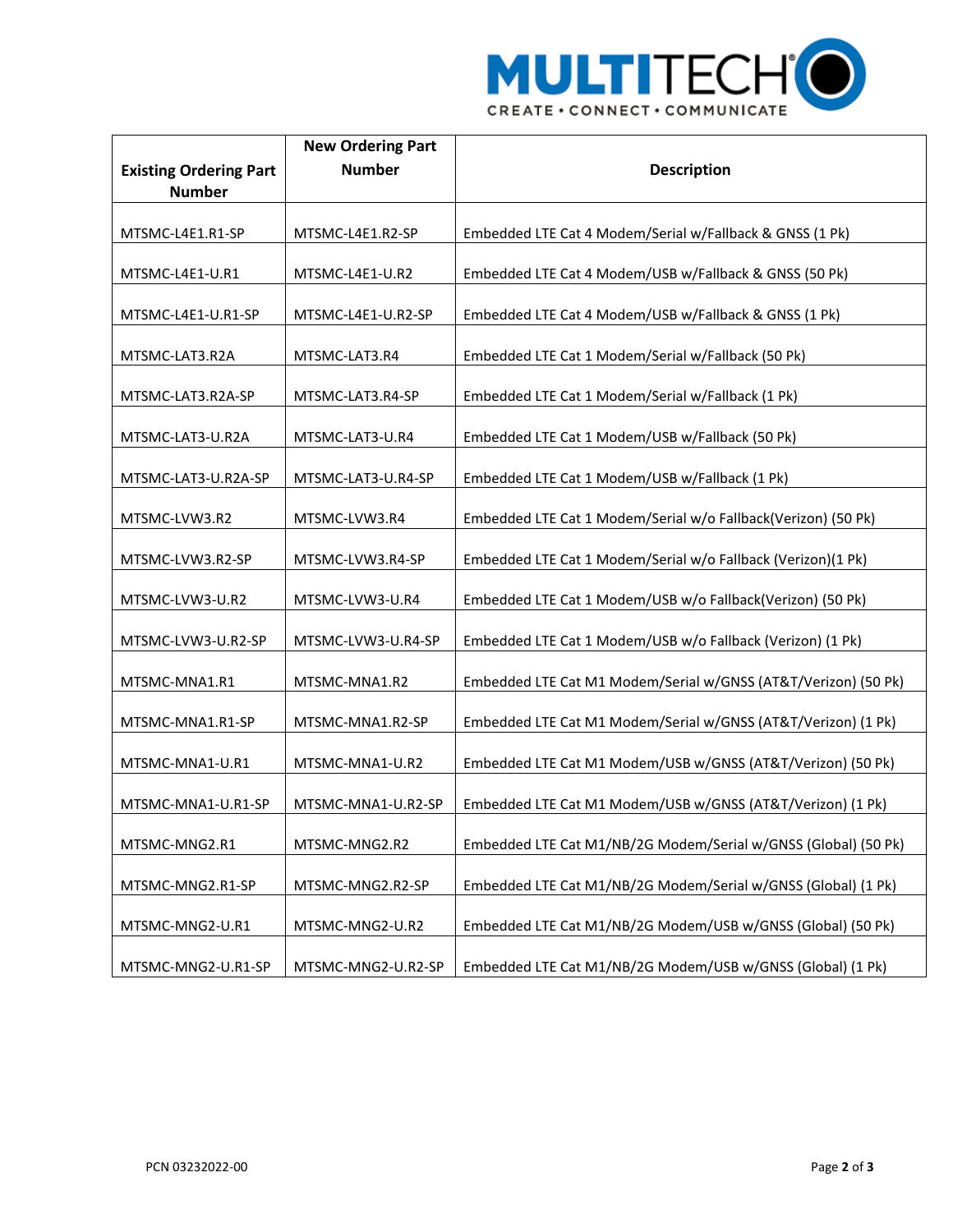| Existing Ordering Part Number | New Ordering Part Number | Description |
|---|---|---|
| MTSMC-L4E1.R1-SP | MTSMC-L4E1.R2-SP | Embedded LTE Cat 4 Modem/Serial w/Fallback & GNSS (1 Pk) |
| MTSMC-L4E1-U.R1 | MTSMC-L4E1-U.R2 | Embedded LTE Cat 4 Modem/USB w/Fallback & GNSS (50 Pk) |
| MTSMC-L4E1-U.R1-SP | MTSMC-L4E1-U.R2-SP | Embedded LTE Cat 4 Modem/USB w/Fallback & GNSS (1 Pk) |
| MTSMC-LAT3.R2A | MTSMC-LAT3.R4 | Embedded LTE Cat 1 Modem/Serial w/Fallback (50 Pk) |
| MTSMC-LAT3.R2A-SP | MTSMC-LAT3.R4-SP | Embedded LTE Cat 1 Modem/Serial w/Fallback (1 Pk) |
| MTSMC-LAT3-U.R2A | MTSMC-LAT3-U.R4 | Embedded LTE Cat 1 Modem/USB w/Fallback (50 Pk) |
| MTSMC-LAT3-U.R2A-SP | MTSMC-LAT3-U.R4-SP | Embedded LTE Cat 1 Modem/USB w/Fallback (1 Pk) |
| MTSMC-LVW3.R2 | MTSMC-LVW3.R4 | Embedded LTE Cat 1 Modem/Serial w/o Fallback(Verizon) (50 Pk) |
| MTSMC-LVW3.R2-SP | MTSMC-LVW3.R4-SP | Embedded LTE Cat 1 Modem/Serial w/o Fallback (Verizon)(1 Pk) |
| MTSMC-LVW3-U.R2 | MTSMC-LVW3-U.R4 | Embedded LTE Cat 1 Modem/USB w/o Fallback(Verizon) (50 Pk) |
| MTSMC-LVW3-U.R2-SP | MTSMC-LVW3-U.R4-SP | Embedded LTE Cat 1 Modem/USB w/o Fallback (Verizon) (1 Pk) |
| MTSMC-MNA1.R1 | MTSMC-MNA1.R2 | Embedded LTE Cat M1 Modem/Serial w/GNSS (AT&T/Verizon) (50 Pk) |
| MTSMC-MNA1.R1-SP | MTSMC-MNA1.R2-SP | Embedded LTE Cat M1 Modem/Serial w/GNSS (AT&T/Verizon) (1 Pk) |
| MTSMC-MNA1-U.R1 | MTSMC-MNA1-U.R2 | Embedded LTE Cat M1 Modem/USB w/GNSS (AT&T/Verizon) (50 Pk) |
| MTSMC-MNA1-U.R1-SP | MTSMC-MNA1-U.R2-SP | Embedded LTE Cat M1 Modem/USB w/GNSS (AT&T/Verizon) (1 Pk) |
| MTSMC-MNG2.R1 | MTSMC-MNG2.R2 | Embedded LTE Cat M1/NB/2G Modem/Serial w/GNSS (Global) (50 Pk) |
| MTSMC-MNG2.R1-SP | MTSMC-MNG2.R2-SP | Embedded LTE Cat M1/NB/2G Modem/Serial w/GNSS (Global) (1 Pk) |
| MTSMC-MNG2-U.R1 | MTSMC-MNG2-U.R2 | Embedded LTE Cat M1/NB/2G Modem/USB w/GNSS (Global) (50 Pk) |
| MTSMC-MNG2-U.R1-SP | MTSMC-MNG2-U.R2-SP | Embedded LTE Cat M1/NB/2G Modem/USB w/GNSS (Global) (1 Pk) |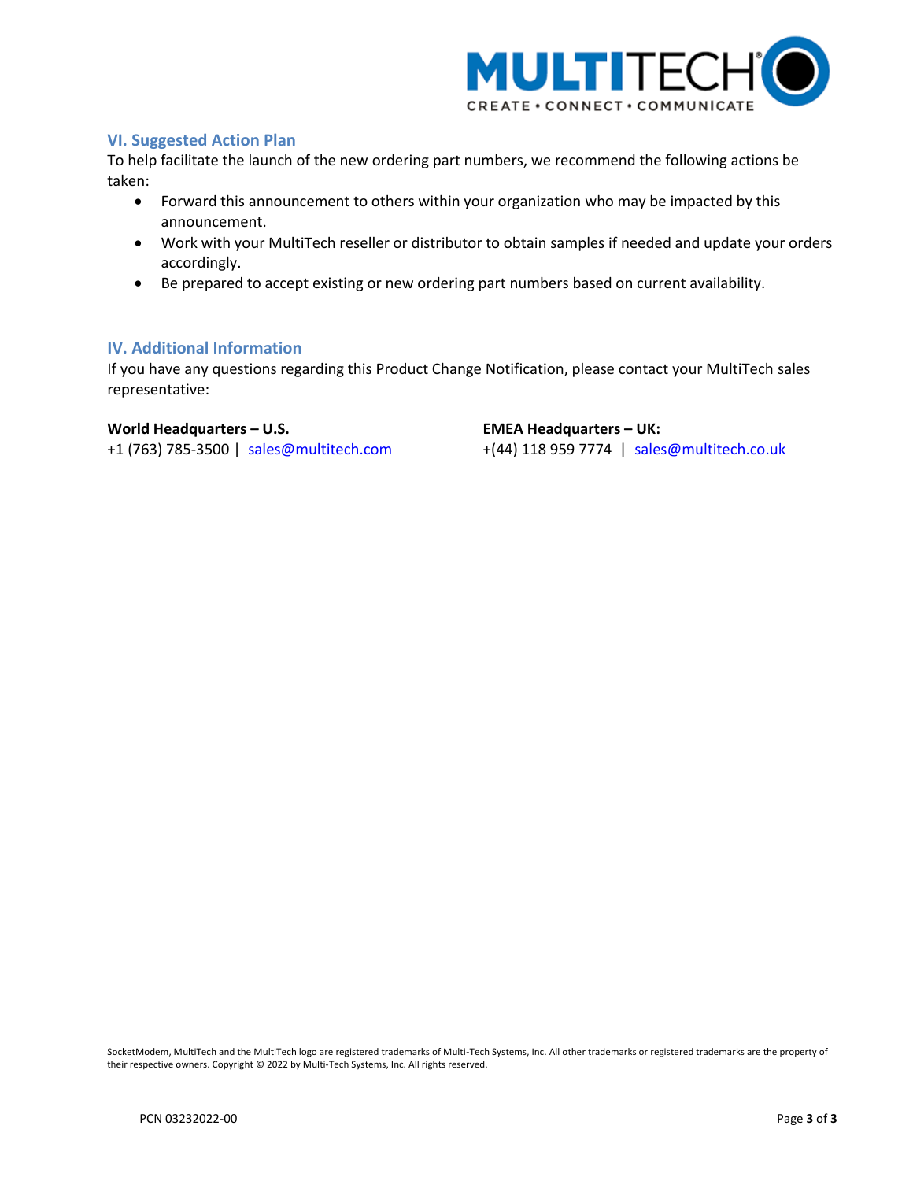## VI. Suggested Action Plan

To help facilitate the launch of the new ordering part numbers, we recommend the following actions be taken:

- Forward this announcement to others within your organization who may be impacted by this announcement.
- Work with your MultiTech reseller or distributor to obtain samples if needed and update your orders accordingly.
- Be prepared to accept existing or new ordering part numbers based on current availability.

## IV. Additional Information

If you have any questions regarding this Product Change Notification, please contact your MultiTech sales representative:

**World Headquarters – U.S.**
+1 (763) 785-3500 | sales@multitech.com

**EMEA Headquarters – UK:**
+(44) 118 959 7774 | sales@multitech.co.uk

SocketModem, MultiTech and the MultiTech logo are registered trademarks of Multi-Tech Systems, Inc. All other trademarks or registered trademarks are the property of their respective owners. Copyright © 2022 by Multi-Tech Systems, Inc. All rights reserved.

PCN 03232022-00